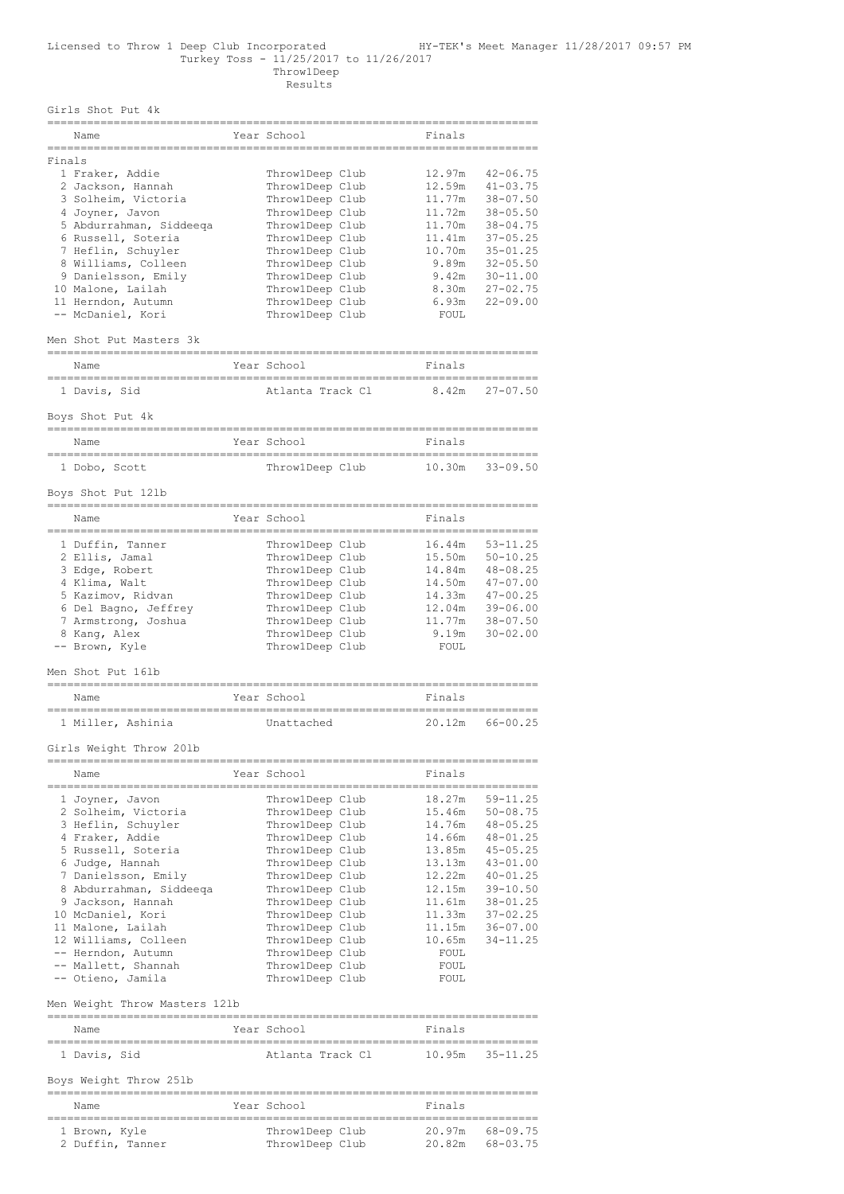Licensed to Throw 1 Deep Club Incorporated HY-TEK's Meet Manager 11/28/2017 09:57 PM

Turkey Toss - 11/25/2017 to 11/26/2017

Throw1Deep

Results

## Girls Shot Put 4k

| | Name | Year | School | Finals | |
|---|---|---|---|---|---|
| **Finals** | | | | | |
| 1 | Fraker, Addie | | Throw1Deep Club | 12.97m | 42-06.75 |
| 2 | Jackson, Hannah | | Throw1Deep Club | 12.59m | 41-03.75 |
| 3 | Solheim, Victoria | | Throw1Deep Club | 11.77m | 38-07.50 |
| 4 | Joyner, Javon | | Throw1Deep Club | 11.72m | 38-05.50 |
| 5 | Abdurrahman, Siddeeqa | | Throw1Deep Club | 11.70m | 38-04.75 |
| 6 | Russell, Soteria | | Throw1Deep Club | 11.41m | 37-05.25 |
| 7 | Heflin, Schuyler | | Throw1Deep Club | 10.70m | 35-01.25 |
| 8 | Williams, Colleen | | Throw1Deep Club | 9.89m | 32-05.50 |
| 9 | Danielsson, Emily | | Throw1Deep Club | 9.42m | 30-11.00 |
| 10 | Malone, Lailah | | Throw1Deep Club | 8.30m | 27-02.75 |
| 11 | Herndon, Autumn | | Throw1Deep Club | 6.93m | 22-09.00 |
| -- | McDaniel, Kori | | Throw1Deep Club | FOUL | |

## Men Shot Put Masters 3k

| | Name | Year | School | Finals | |
|---|---|---|---|---|---|
| 1 | Davis, Sid | | Atlanta Track Cl | 8.42m | 27-07.50 |

## Boys Shot Put 4k

| | Name | Year | School | Finals | |
|---|---|---|---|---|---|
| 1 | Dobo, Scott | | Throw1Deep Club | 10.30m | 33-09.50 |

## Boys Shot Put 12lb

| | Name | Year | School | Finals | |
|---|---|---|---|---|---|
| 1 | Duffin, Tanner | | Throw1Deep Club | 16.44m | 53-11.25 |
| 2 | Ellis, Jamal | | Throw1Deep Club | 15.50m | 50-10.25 |
| 3 | Edge, Robert | | Throw1Deep Club | 14.84m | 48-08.25 |
| 4 | Klima, Walt | | Throw1Deep Club | 14.50m | 47-07.00 |
| 5 | Kazimov, Ridvan | | Throw1Deep Club | 14.33m | 47-00.25 |
| 6 | Del Bagno, Jeffrey | | Throw1Deep Club | 12.04m | 39-06.00 |
| 7 | Armstrong, Joshua | | Throw1Deep Club | 11.77m | 38-07.50 |
| 8 | Kang, Alex | | Throw1Deep Club | 9.19m | 30-02.00 |
| -- | Brown, Kyle | | Throw1Deep Club | FOUL | |

## Men Shot Put 16lb

| | Name | Year | School | Finals | |
|---|---|---|---|---|---|
| 1 | Miller, Ashinia | | Unattached | 20.12m | 66-00.25 |

## Girls Weight Throw 20lb

| | Name | Year | School | Finals | |
|---|---|---|---|---|---|
| 1 | Joyner, Javon | | Throw1Deep Club | 18.27m | 59-11.25 |
| 2 | Solheim, Victoria | | Throw1Deep Club | 15.46m | 50-08.75 |
| 3 | Heflin, Schuyler | | Throw1Deep Club | 14.76m | 48-05.25 |
| 4 | Fraker, Addie | | Throw1Deep Club | 14.66m | 48-01.25 |
| 5 | Russell, Soteria | | Throw1Deep Club | 13.85m | 45-05.25 |
| 6 | Judge, Hannah | | Throw1Deep Club | 13.13m | 43-01.00 |
| 7 | Danielsson, Emily | | Throw1Deep Club | 12.22m | 40-01.25 |
| 8 | Abdurrahman, Siddeeqa | | Throw1Deep Club | 12.15m | 39-10.50 |
| 9 | Jackson, Hannah | | Throw1Deep Club | 11.61m | 38-01.25 |
| 10 | McDaniel, Kori | | Throw1Deep Club | 11.33m | 37-02.25 |
| 11 | Malone, Lailah | | Throw1Deep Club | 11.15m | 36-07.00 |
| 12 | Williams, Colleen | | Throw1Deep Club | 10.65m | 34-11.25 |
| -- | Herndon, Autumn | | Throw1Deep Club | FOUL | |
| -- | Mallett, Shannah | | Throw1Deep Club | FOUL | |
| -- | Otieno, Jamila | | Throw1Deep Club | FOUL | |

## Men Weight Throw Masters 12lb

| | Name | Year | School | Finals | |
|---|---|---|---|---|---|
| 1 | Davis, Sid | | Atlanta Track Cl | 10.95m | 35-11.25 |

## Boys Weight Throw 25lb

| | Name | Year | School | Finals | |
|---|---|---|---|---|---|
| 1 | Brown, Kyle | | Throw1Deep Club | 20.97m | 68-09.75 |
| 2 | Duffin, Tanner | | Throw1Deep Club | 20.82m | 68-03.75 |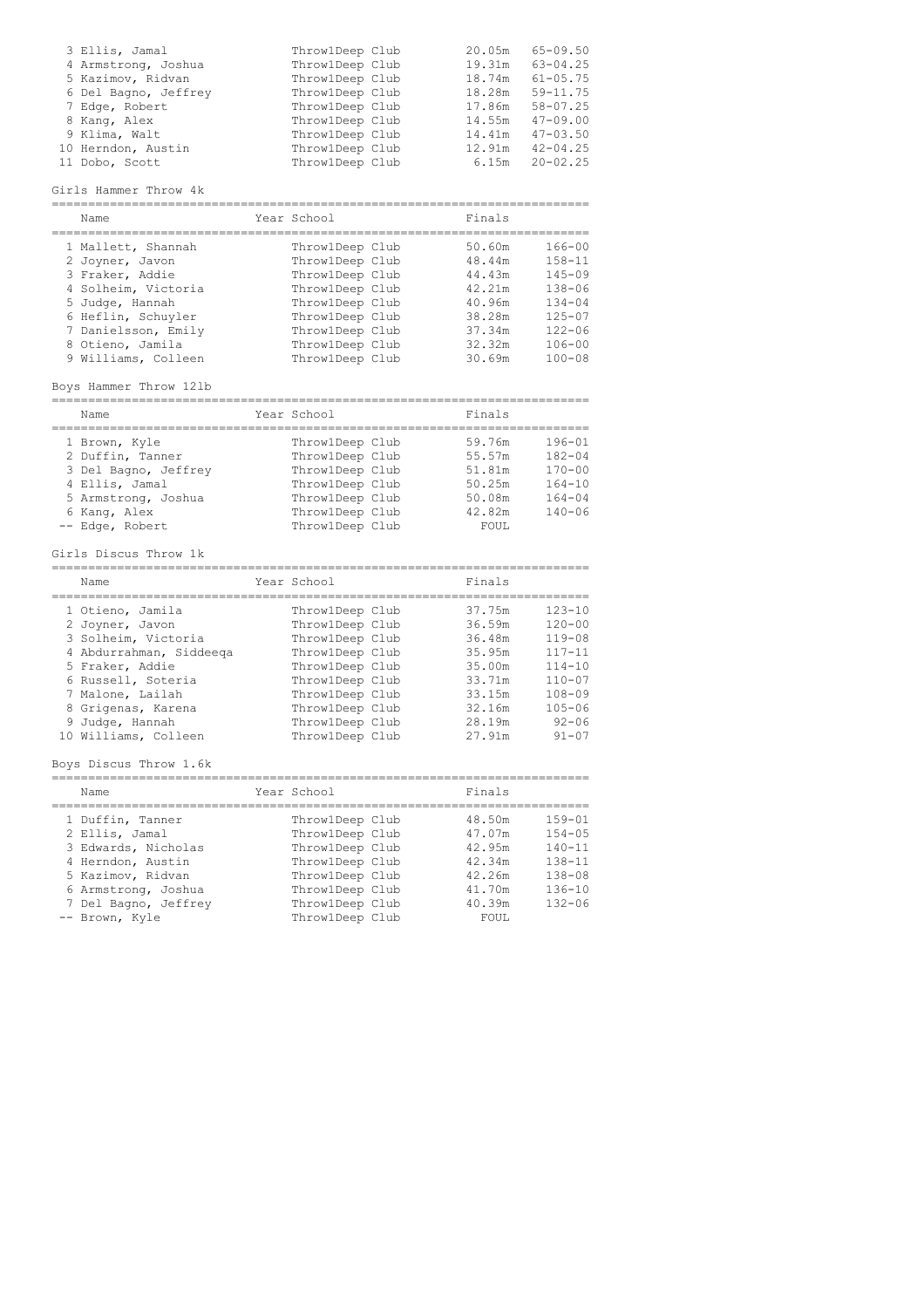| | | | | |
|---|---|---|---|---|
| 3 | Ellis, Jamal | Throw1Deep Club | 20.05m | 65-09.50 |
| 4 | Armstrong, Joshua | Throw1Deep Club | 19.31m | 63-04.25 |
| 5 | Kazimov, Ridvan | Throw1Deep Club | 18.74m | 61-05.75 |
| 6 | Del Bagno, Jeffrey | Throw1Deep Club | 18.28m | 59-11.75 |
| 7 | Edge, Robert | Throw1Deep Club | 17.86m | 58-07.25 |
| 8 | Kang, Alex | Throw1Deep Club | 14.55m | 47-09.00 |
| 9 | Klima, Walt | Throw1Deep Club | 14.41m | 47-03.50 |
| 10 | Herndon, Austin | Throw1Deep Club | 12.91m | 42-04.25 |
| 11 | Dobo, Scott | Throw1Deep Club | 6.15m | 20-02.25 |

Girls Hammer Throw 4k

| | Name | Year School | Finals | |
|---|---|---|---|---|
| 1 | Mallett, Shannah | Throw1Deep Club | 50.60m | 166-00 |
| 2 | Joyner, Javon | Throw1Deep Club | 48.44m | 158-11 |
| 3 | Fraker, Addie | Throw1Deep Club | 44.43m | 145-09 |
| 4 | Solheim, Victoria | Throw1Deep Club | 42.21m | 138-06 |
| 5 | Judge, Hannah | Throw1Deep Club | 40.96m | 134-04 |
| 6 | Heflin, Schuyler | Throw1Deep Club | 38.28m | 125-07 |
| 7 | Danielsson, Emily | Throw1Deep Club | 37.34m | 122-06 |
| 8 | Otieno, Jamila | Throw1Deep Club | 32.32m | 106-00 |
| 9 | Williams, Colleen | Throw1Deep Club | 30.69m | 100-08 |

Boys Hammer Throw 12lb

| | Name | Year School | Finals | |
|---|---|---|---|---|
| 1 | Brown, Kyle | Throw1Deep Club | 59.76m | 196-01 |
| 2 | Duffin, Tanner | Throw1Deep Club | 55.57m | 182-04 |
| 3 | Del Bagno, Jeffrey | Throw1Deep Club | 51.81m | 170-00 |
| 4 | Ellis, Jamal | Throw1Deep Club | 50.25m | 164-10 |
| 5 | Armstrong, Joshua | Throw1Deep Club | 50.08m | 164-04 |
| 6 | Kang, Alex | Throw1Deep Club | 42.82m | 140-06 |
| -- | Edge, Robert | Throw1Deep Club | FOUL | |

Girls Discus Throw 1k

| | Name | Year School | Finals | |
|---|---|---|---|---|
| 1 | Otieno, Jamila | Throw1Deep Club | 37.75m | 123-10 |
| 2 | Joyner, Javon | Throw1Deep Club | 36.59m | 120-00 |
| 3 | Solheim, Victoria | Throw1Deep Club | 36.48m | 119-08 |
| 4 | Abdurrahman, Siddeeqa | Throw1Deep Club | 35.95m | 117-11 |
| 5 | Fraker, Addie | Throw1Deep Club | 35.00m | 114-10 |
| 6 | Russell, Soteria | Throw1Deep Club | 33.71m | 110-07 |
| 7 | Malone, Lailah | Throw1Deep Club | 33.15m | 108-09 |
| 8 | Grigenas, Karena | Throw1Deep Club | 32.16m | 105-06 |
| 9 | Judge, Hannah | Throw1Deep Club | 28.19m | 92-06 |
| 10 | Williams, Colleen | Throw1Deep Club | 27.91m | 91-07 |

Boys Discus Throw 1.6k

| | Name | Year School | Finals | |
|---|---|---|---|---|
| 1 | Duffin, Tanner | Throw1Deep Club | 48.50m | 159-01 |
| 2 | Ellis, Jamal | Throw1Deep Club | 47.07m | 154-05 |
| 3 | Edwards, Nicholas | Throw1Deep Club | 42.95m | 140-11 |
| 4 | Herndon, Austin | Throw1Deep Club | 42.34m | 138-11 |
| 5 | Kazimov, Ridvan | Throw1Deep Club | 42.26m | 138-08 |
| 6 | Armstrong, Joshua | Throw1Deep Club | 41.70m | 136-10 |
| 7 | Del Bagno, Jeffrey | Throw1Deep Club | 40.39m | 132-06 |
| -- | Brown, Kyle | Throw1Deep Club | FOUL | |